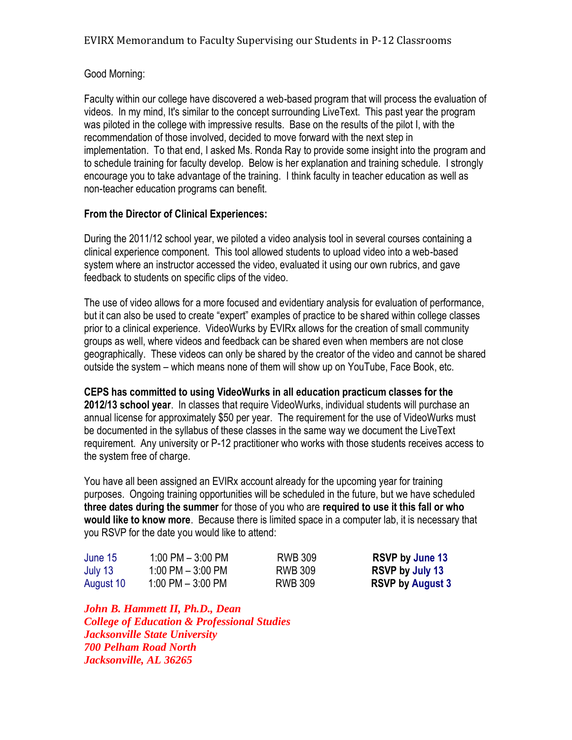# EVIRX Memorandum to Faculty Supervising our Students in P-12 Classrooms

Good Morning:

Faculty within our college have discovered a web-based program that will process the evaluation of videos. In my mind, It's similar to the concept surrounding LiveText. This past year the program was piloted in the college with impressive results. Base on the results of the pilot I, with the recommendation of those involved, decided to move forward with the next step in implementation. To that end, I asked Ms. Ronda Ray to provide some insight into the program and to schedule training for faculty develop. Below is her explanation and training schedule. I strongly encourage you to take advantage of the training. I think faculty in teacher education as well as non-teacher education programs can benefit.

**From the Director of Clinical Experiences:**

During the 2011/12 school year, we piloted a video analysis tool in several courses containing a clinical experience component. This tool allowed students to upload video into a web-based system where an instructor accessed the video, evaluated it using our own rubrics, and gave feedback to students on specific clips of the video.

The use of video allows for a more focused and evidentiary analysis for evaluation of performance, but it can also be used to create "expert" examples of practice to be shared within college classes prior to a clinical experience. VideoWurks by EVIRx allows for the creation of small community groups as well, where videos and feedback can be shared even when members are not close geographically. These videos can only be shared by the creator of the video and cannot be shared outside the system – which means none of them will show up on YouTube, Face Book, etc.

**CEPS has committed to using VideoWurks in all education practicum classes for the 2012/13 school year**. In classes that require VideoWurks, individual students will purchase an annual license for approximately $50 per year. The requirement for the use of VideoWurks must be documented in the syllabus of these classes in the same way we document the LiveText requirement. Any university or P-12 practitioner who works with those students receives access to the system free of charge.

You have all been assigned an EVIRx account already for the upcoming year for training purposes. Ongoing training opportunities will be scheduled in the future, but we have scheduled **three dates during the summer** for those of you who are **required to use it this fall or who would like to know more**. Because there is limited space in a computer lab, it is necessary that you RSVP for the date you would like to attend:

| | | | |
|---|---|---|---|
| June 15 | 1:00 PM – 3:00 PM | RWB 309 | **RSVP by June 13** |
| July 13 | 1:00 PM – 3:00 PM | RWB 309 | **RSVP by July 13** |
| August 10 | 1:00 PM – 3:00 PM | RWB 309 | **RSVP by August 3** |

***John B. Hammett II, Ph.D., Dean***
***College of Education & Professional Studies***
***Jacksonville State University***
***700 Pelham Road North***
***Jacksonville, AL 36265***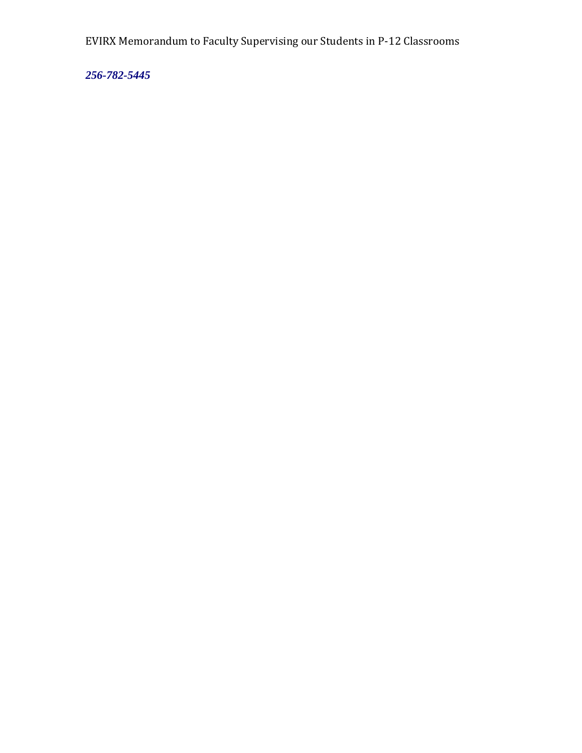***256-782-5445***